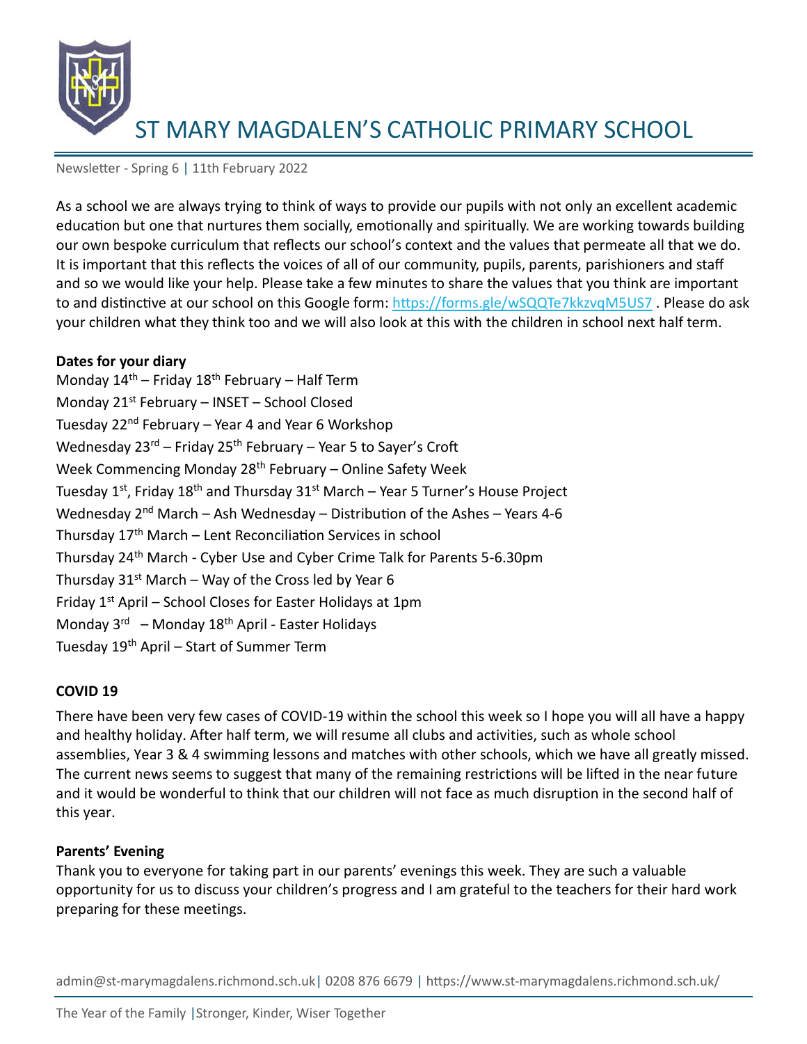# ST MARY MAGDALEN'S CATHOLIC PRIMARY SCHOOL

Newsletter - Spring 6 | 11th February 2022

As a school we are always trying to think of ways to provide our pupils with not only an excellent academic education but one that nurtures them socially, emotionally and spiritually. We are working towards building our own bespoke curriculum that reflects our school's context and the values that permeate all that we do. It is important that this reflects the voices of all of our community, pupils, parents, parishioners and staff and so we would like your help. Please take a few minutes to share the values that you think are important to and distinctive at our school on this Google form: https://forms.gle/wSQQTe7kkzvqM5US7 . Please do ask your children what they think too and we will also look at this with the children in school next half term.

**Dates for your diary**

Monday 14th – Friday 18th February – Half Term
Monday 21st February – INSET – School Closed
Tuesday 22nd February – Year 4 and Year 6 Workshop
Wednesday 23rd – Friday 25th February – Year 5 to Sayer's Croft
Week Commencing Monday 28th February – Online Safety Week
Tuesday 1st, Friday 18th and Thursday 31st March – Year 5 Turner's House Project
Wednesday 2nd March – Ash Wednesday – Distribution of the Ashes – Years 4-6
Thursday 17th March – Lent Reconciliation Services in school
Thursday 24th March - Cyber Use and Cyber Crime Talk for Parents 5-6.30pm
Thursday 31st March – Way of the Cross led by Year 6
Friday 1st April – School Closes for Easter Holidays at 1pm
Monday 3rd – Monday 18th April - Easter Holidays
Tuesday 19th April – Start of Summer Term

**COVID 19**

There have been very few cases of COVID-19 within the school this week so I hope you will all have a happy and healthy holiday. After half term, we will resume all clubs and activities, such as whole school assemblies, Year 3 & 4 swimming lessons and matches with other schools, which we have all greatly missed. The current news seems to suggest that many of the remaining restrictions will be lifted in the near future and it would be wonderful to think that our children will not face as much disruption in the second half of this year.

**Parents' Evening**

Thank you to everyone for taking part in our parents' evenings this week. They are such a valuable opportunity for us to discuss your children's progress and I am grateful to the teachers for their hard work preparing for these meetings.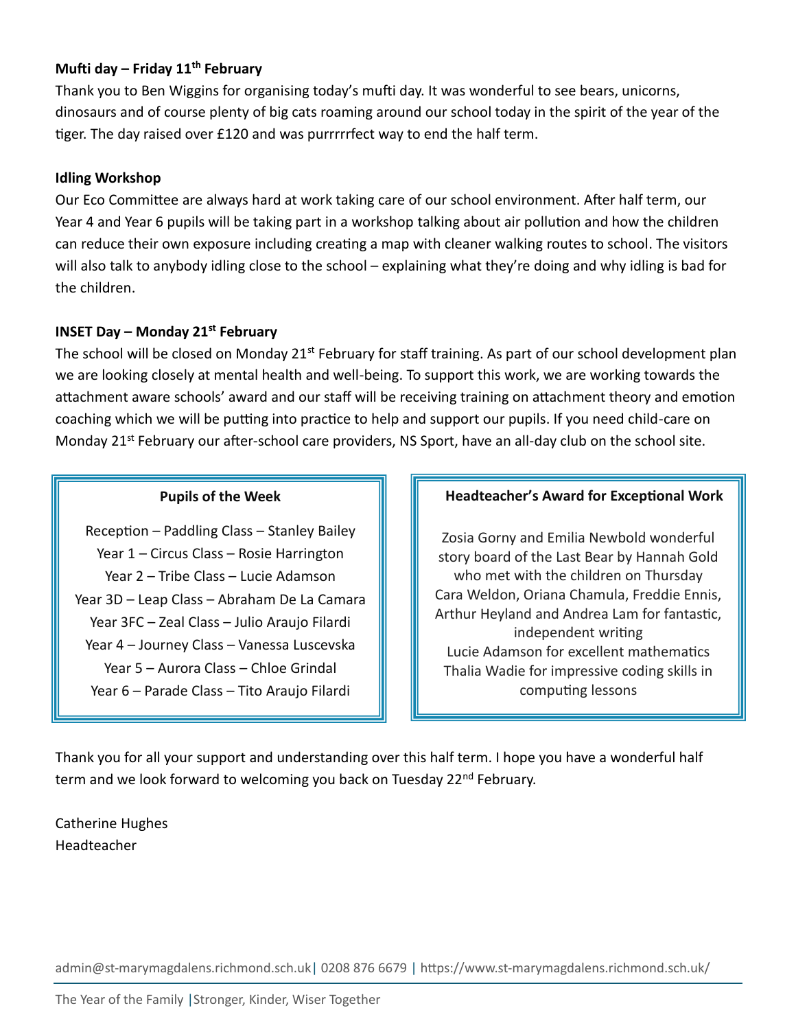**Mufti day – Friday 11th February**

Thank you to Ben Wiggins for organising today's mufti day. It was wonderful to see bears, unicorns, dinosaurs and of course plenty of big cats roaming around our school today in the spirit of the year of the tiger. The day raised over £120 and was purrrrrfect way to end the half term.

**Idling Workshop**

Our Eco Committee are always hard at work taking care of our school environment. After half term, our Year 4 and Year 6 pupils will be taking part in a workshop talking about air pollution and how the children can reduce their own exposure including creating a map with cleaner walking routes to school. The visitors will also talk to anybody idling close to the school – explaining what they're doing and why idling is bad for the children.

**INSET Day – Monday 21st February**

The school will be closed on Monday 21st February for staff training. As part of our school development plan we are looking closely at mental health and well-being. To support this work, we are working towards the attachment aware schools' award and our staff will be receiving training on attachment theory and emotion coaching which we will be putting into practice to help and support our pupils. If you need child-care on Monday 21st February our after-school care providers, NS Sport, have an all-day club on the school site.

**Pupils of the Week**

Reception – Paddling Class – Stanley Bailey
Year 1 – Circus Class – Rosie Harrington
Year 2 – Tribe Class – Lucie Adamson
Year 3D – Leap Class – Abraham De La Camara
Year 3FC – Zeal Class – Julio Araujo Filardi
Year 4 – Journey Class – Vanessa Luscevska
Year 5 – Aurora Class – Chloe Grindal
Year 6 – Parade Class – Tito Araujo Filardi

**Headteacher's Award for Exceptional Work**

Zosia Gorny and Emilia Newbold wonderful story board of the Last Bear by Hannah Gold who met with the children on Thursday
Cara Weldon, Oriana Chamula, Freddie Ennis, Arthur Heyland and Andrea Lam for fantastic, independent writing
Lucie Adamson for excellent mathematics
Thalia Wadie for impressive coding skills in computing lessons

Thank you for all your support and understanding over this half term. I hope you have a wonderful half term and we look forward to welcoming you back on Tuesday 22nd February.

Catherine Hughes
Headteacher

admin@st-marymagdalens.richmond.sch.uk| 0208 876 6679 | https://www.st-marymagdalens.richmond.sch.uk/

The Year of the Family |Stronger, Kinder, Wiser Together